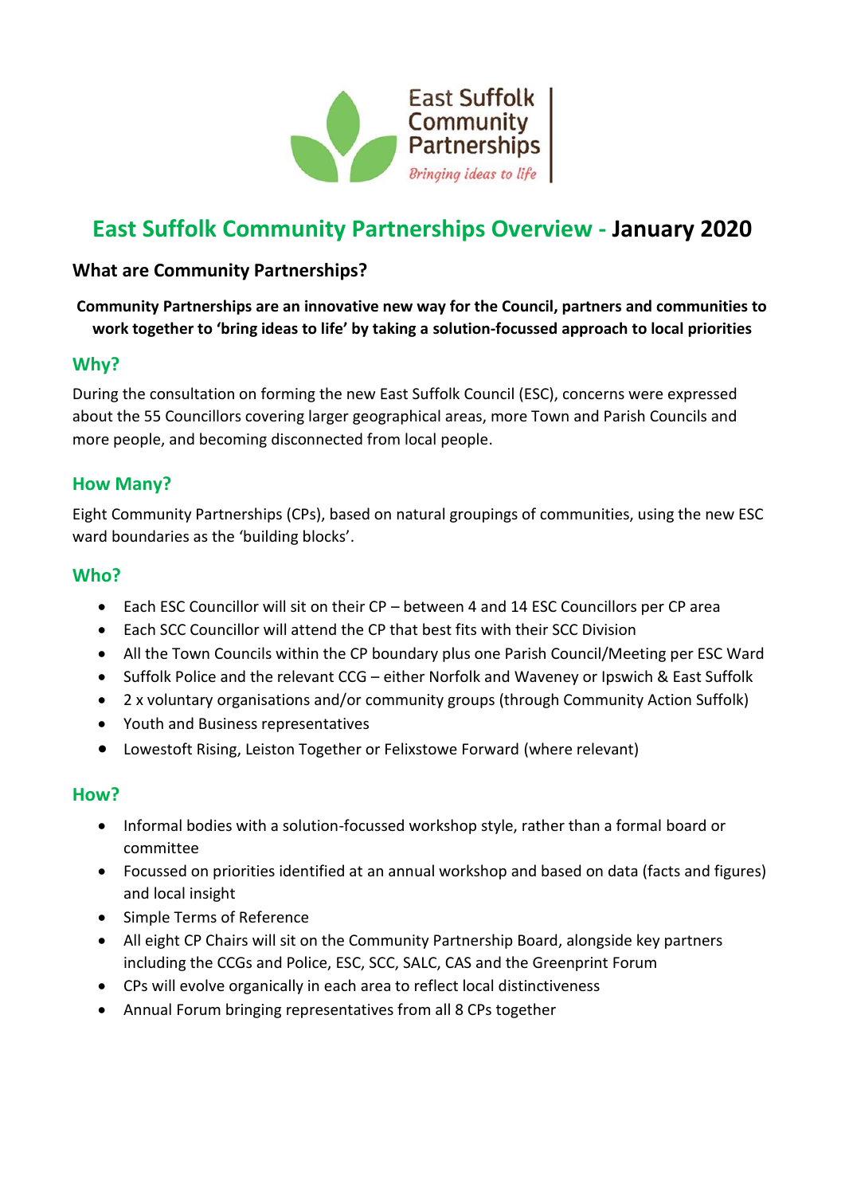East Suffolk Community Partnerships

*Bringing ideas to life*

# East Suffolk Community Partnerships Overview - January 2020

## What are Community Partnerships?

**Community Partnerships are an innovative new way for the Council, partners and communities to work together to 'bring ideas to life' by taking a solution-focussed approach to local priorities**

## Why?

During the consultation on forming the new East Suffolk Council (ESC), concerns were expressed about the 55 Councillors covering larger geographical areas, more Town and Parish Councils and more people, and becoming disconnected from local people.

## How Many?

Eight Community Partnerships (CPs), based on natural groupings of communities, using the new ESC ward boundaries as the 'building blocks'.

## Who?

- Each ESC Councillor will sit on their CP – between 4 and 14 ESC Councillors per CP area
- Each SCC Councillor will attend the CP that best fits with their SCC Division
- All the Town Councils within the CP boundary plus one Parish Council/Meeting per ESC Ward
- Suffolk Police and the relevant CCG – either Norfolk and Waveney or Ipswich & East Suffolk
- 2 x voluntary organisations and/or community groups (through Community Action Suffolk)
- Youth and Business representatives
- Lowestoft Rising, Leiston Together or Felixstowe Forward (where relevant)

## How?

- Informal bodies with a solution-focussed workshop style, rather than a formal board or committee
- Focussed on priorities identified at an annual workshop and based on data (facts and figures) and local insight
- Simple Terms of Reference
- All eight CP Chairs will sit on the Community Partnership Board, alongside key partners including the CCGs and Police, ESC, SCC, SALC, CAS and the Greenprint Forum
- CPs will evolve organically in each area to reflect local distinctiveness
- Annual Forum bringing representatives from all 8 CPs together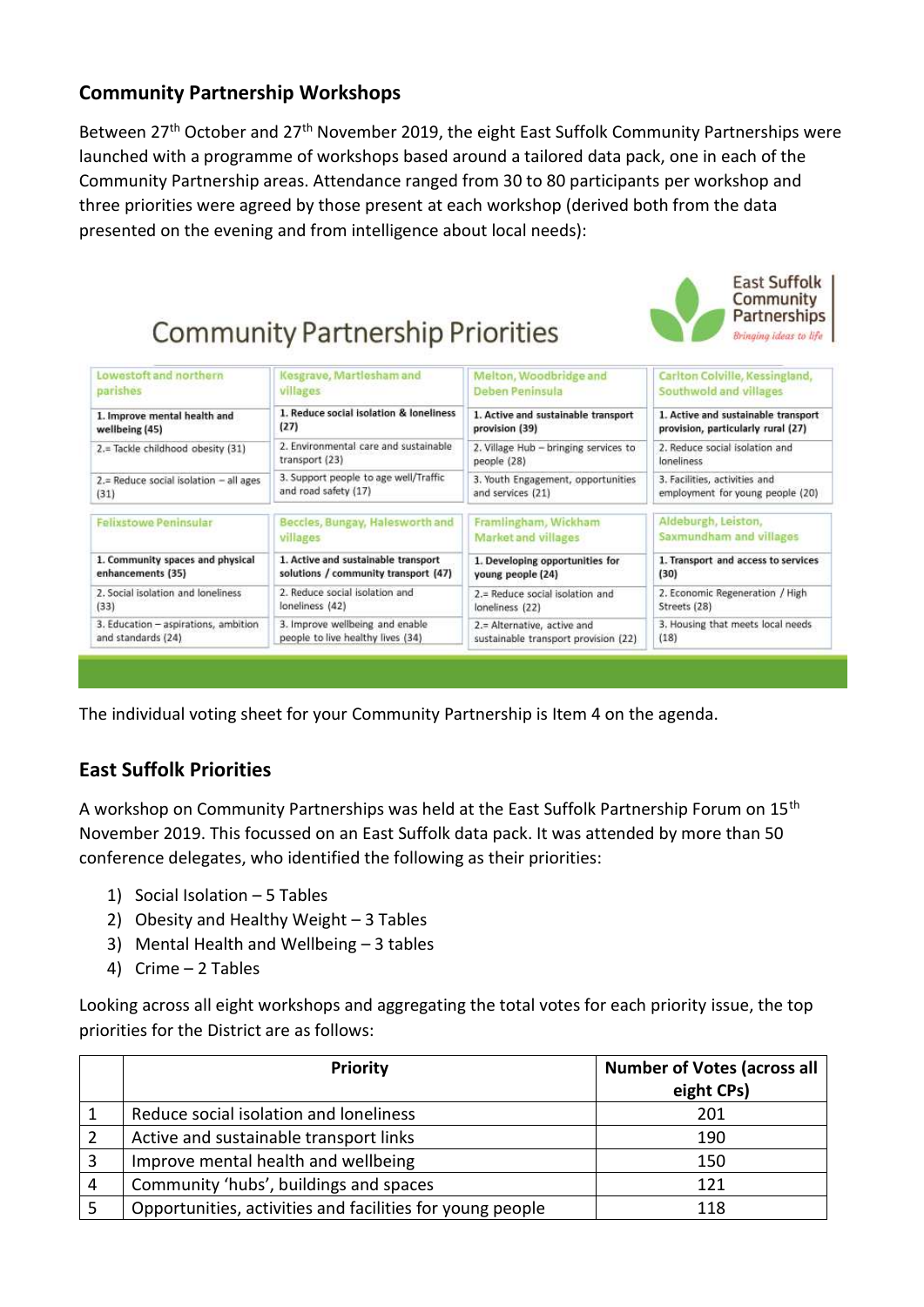## Community Partnership Workshops

Between 27th October and 27th November 2019, the eight East Suffolk Community Partnerships were launched with a programme of workshops based around a tailored data pack, one in each of the Community Partnership areas. Attendance ranged from 30 to 80 participants per workshop and three priorities were agreed by those present at each workshop (derived both from the data presented on the evening and from intelligence about local needs):

### Community Partnership Priorities

East Suffolk Community Partnerships – *Bringing ideas to life*

| Lowestoft and northern parishes | Kesgrave, Martlesham and villages | Melton, Woodbridge and Deben Peninsula | Carlton Colville, Kessingland, Southwold and villages |
|---|---|---|---|
| 1. Improve mental health and wellbeing (45) | 1. Reduce social isolation & loneliness (27) | 1. Active and sustainable transport provision (39) | 1. Active and sustainable transport provision, particularly rural (27) |
| 2.= Tackle childhood obesity (31) | 2. Environmental care and sustainable transport (23) | 2. Village Hub – bringing services to people (28) | 2. Reduce social isolation and loneliness |
| 2.= Reduce social isolation – all ages (31) | 3. Support people to age well/Traffic and road safety (17) | 3. Youth Engagement, opportunities and services (21) | 3. Facilities, activities and employment for young people (20) |

| Felixstowe Peninsular | Beccles, Bungay, Halesworth and villages | Framlingham, Wickham Market and villages | Aldeburgh, Leiston, Saxmundham and villages |
|---|---|---|---|
| 1. Community spaces and physical enhancements (35) | 1. Active and sustainable transport solutions / community transport (47) | 1. Developing opportunities for young people (24) | 1. Transport and access to services (30) |
| 2. Social isolation and loneliness (33) | 2. Reduce social isolation and loneliness (42) | 2.= Reduce social isolation and loneliness (22) | 2. Economic Regeneration / High Streets (28) |
| 3. Education – aspirations, ambition and standards (24) | 3. Improve wellbeing and enable people to live healthy lives (34) | 2.= Alternative, active and sustainable transport provision (22) | 3. Housing that meets local needs (18) |

The individual voting sheet for your Community Partnership is Item 4 on the agenda.

## East Suffolk Priorities

A workshop on Community Partnerships was held at the East Suffolk Partnership Forum on 15th November 2019. This focussed on an East Suffolk data pack. It was attended by more than 50 conference delegates, who identified the following as their priorities:

1) Social Isolation – 5 Tables
2) Obesity and Healthy Weight – 3 Tables
3) Mental Health and Wellbeing – 3 tables
4) Crime – 2 Tables

Looking across all eight workshops and aggregating the total votes for each priority issue, the top priorities for the District are as follows:

| | Priority | Number of Votes (across all eight CPs) |
|---|---|---|
| 1 | Reduce social isolation and loneliness | 201 |
| 2 | Active and sustainable transport links | 190 |
| 3 | Improve mental health and wellbeing | 150 |
| 4 | Community 'hubs', buildings and spaces | 121 |
| 5 | Opportunities, activities and facilities for young people | 118 |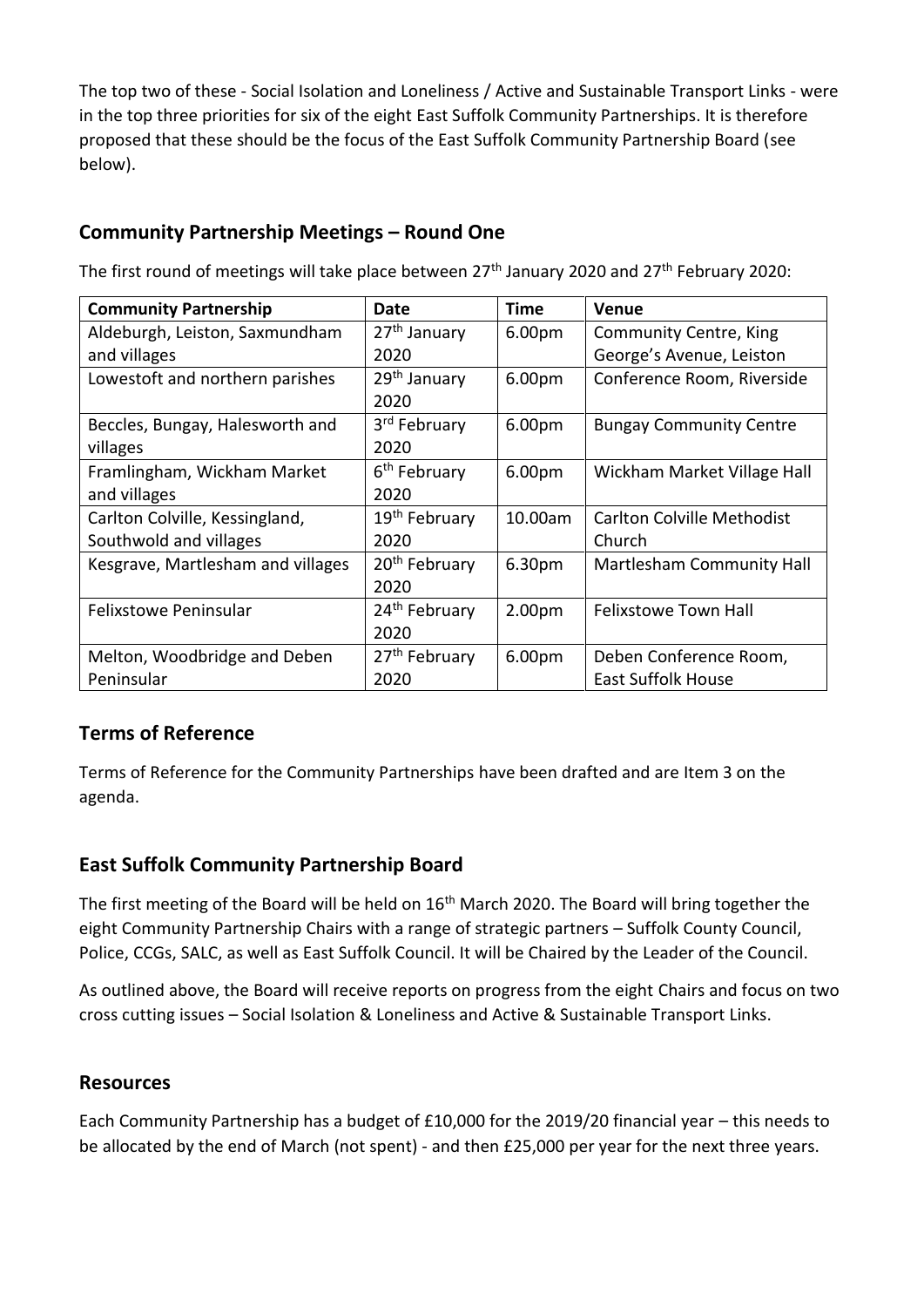The top two of these - Social Isolation and Loneliness / Active and Sustainable Transport Links - were in the top three priorities for six of the eight East Suffolk Community Partnerships. It is therefore proposed that these should be the focus of the East Suffolk Community Partnership Board (see below).

## Community Partnership Meetings – Round One

The first round of meetings will take place between 27th January 2020 and 27th February 2020:

| Community Partnership | Date | Time | Venue |
|---|---|---|---|
| Aldeburgh, Leiston, Saxmundham and villages | 27th January 2020 | 6.00pm | Community Centre, King George's Avenue, Leiston |
| Lowestoft and northern parishes | 29th January 2020 | 6.00pm | Conference Room, Riverside |
| Beccles, Bungay, Halesworth and villages | 3rd February 2020 | 6.00pm | Bungay Community Centre |
| Framlingham, Wickham Market and villages | 6th February 2020 | 6.00pm | Wickham Market Village Hall |
| Carlton Colville, Kessingland, Southwold and villages | 19th February 2020 | 10.00am | Carlton Colville Methodist Church |
| Kesgrave, Martlesham and villages | 20th February 2020 | 6.30pm | Martlesham Community Hall |
| Felixstowe Peninsular | 24th February 2020 | 2.00pm | Felixstowe Town Hall |
| Melton, Woodbridge and Deben Peninsular | 27th February 2020 | 6.00pm | Deben Conference Room, East Suffolk House |

## Terms of Reference

Terms of Reference for the Community Partnerships have been drafted and are Item 3 on the agenda.

## East Suffolk Community Partnership Board

The first meeting of the Board will be held on 16th March 2020. The Board will bring together the eight Community Partnership Chairs with a range of strategic partners – Suffolk County Council, Police, CCGs, SALC, as well as East Suffolk Council. It will be Chaired by the Leader of the Council.

As outlined above, the Board will receive reports on progress from the eight Chairs and focus on two cross cutting issues – Social Isolation & Loneliness and Active & Sustainable Transport Links.

## Resources

Each Community Partnership has a budget of £10,000 for the 2019/20 financial year – this needs to be allocated by the end of March (not spent) - and then £25,000 per year for the next three years.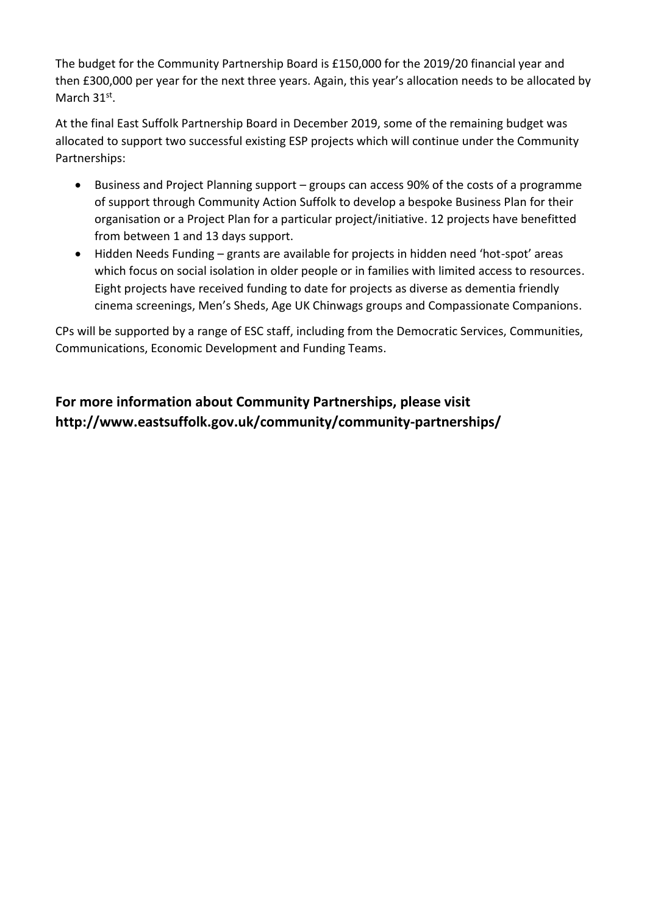The budget for the Community Partnership Board is £150,000 for the 2019/20 financial year and then £300,000 per year for the next three years. Again, this year's allocation needs to be allocated by March 31st.

At the final East Suffolk Partnership Board in December 2019, some of the remaining budget was allocated to support two successful existing ESP projects which will continue under the Community Partnerships:

- Business and Project Planning support – groups can access 90% of the costs of a programme of support through Community Action Suffolk to develop a bespoke Business Plan for their organisation or a Project Plan for a particular project/initiative. 12 projects have benefitted from between 1 and 13 days support.
- Hidden Needs Funding – grants are available for projects in hidden need 'hot-spot' areas which focus on social isolation in older people or in families with limited access to resources. Eight projects have received funding to date for projects as diverse as dementia friendly cinema screenings, Men's Sheds, Age UK Chinwags groups and Compassionate Companions.

CPs will be supported by a range of ESC staff, including from the Democratic Services, Communities, Communications, Economic Development and Funding Teams.

## For more information about Community Partnerships, please visit http://www.eastsuffolk.gov.uk/community/community-partnerships/